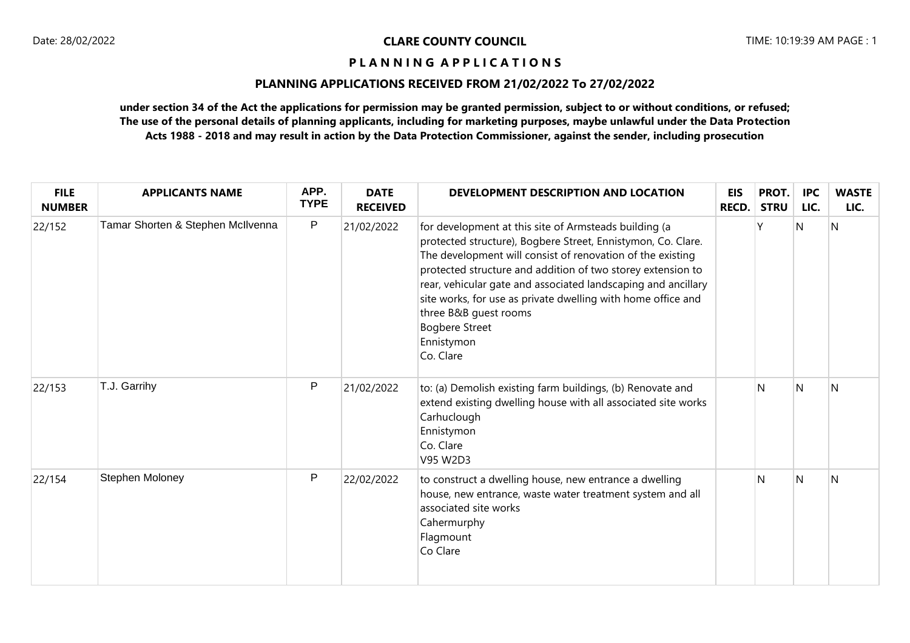**CLARE COUNTY COUNCIL**

# PLANNING APPLICATIONS

## PLANNING APPLICATIONS RECEIVED FROM 21/02/2022 To 27/02/2022

**under section 34 of the Act the applications for permission may be granted permission, subject to or without conditions, or refused; The use of the personal details of planning applicants, including for marketing purposes, maybe unlawful under the Data Protection Acts 1988 - 2018 and may result in action by the Data Protection Commissioner, against the sender, including prosecution**

| FILE NUMBER | APPLICANTS NAME | APP. TYPE | DATE RECEIVED | DEVELOPMENT DESCRIPTION AND LOCATION | EIS RECD. | PROT. STRU | IPC LIC. | WASTE LIC. |
|---|---|---|---|---|---|---|---|---|
| 22/152 | Tamar Shorten & Stephen McIlvenna | P | 21/02/2022 | for development at this site of Armsteads building (a protected structure), Bogbere Street, Ennistymon, Co. Clare. The development will consist of renovation of the existing protected structure and addition of two storey extension to rear, vehicular gate and associated landscaping and ancillary site works, for use as private dwelling with home office and three B&B guest rooms Bogbere Street Ennistymon Co. Clare | | Y | N | N |
| 22/153 | T.J. Garrihy | P | 21/02/2022 | to: (a) Demolish existing farm buildings, (b) Renovate and extend existing dwelling house with all associated site works Carhuclough Ennistymon Co. Clare V95 W2D3 | | N | N | N |
| 22/154 | Stephen Moloney | P | 22/02/2022 | to construct a dwelling house, new entrance a dwelling house, new entrance, waste water treatment system and all associated site works Cahermurphy Flagmount Co Clare | | N | N | N |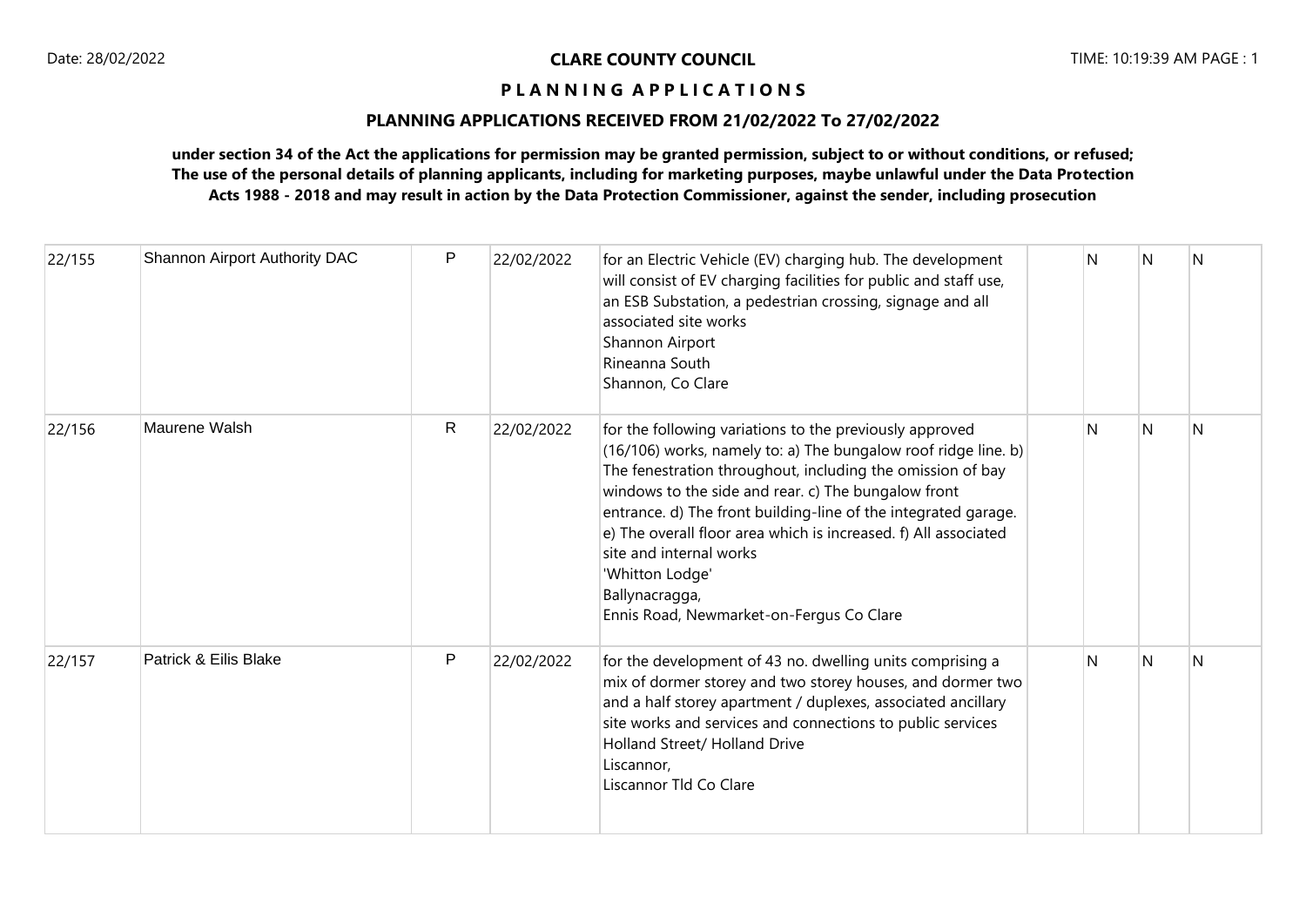**CLARE COUNTY COUNCIL**

**P L A N N I N G  A P P L I C A T I O N S**

**PLANNING APPLICATIONS RECEIVED FROM 21/02/2022 To 27/02/2022**

**under section 34 of the Act the applications for permission may be granted permission, subject to or without conditions, or refused; The use of the personal details of planning applicants, including for marketing purposes, maybe unlawful under the Data Protection Acts 1988 - 2018 and may result in action by the Data Protection Commissioner, against the sender, including prosecution**

| | | | | | | | | |
|---|---|---|---|---|---|---|---|---|
| 22/155 | Shannon Airport Authority DAC | P | 22/02/2022 | for an Electric Vehicle (EV) charging hub. The development will consist of EV charging facilities for public and staff use, an ESB Substation, a pedestrian crossing, signage and all associated site works<br>Shannon Airport<br>Rineanna South<br>Shannon, Co Clare | | N | N | N |
| 22/156 | Maurene Walsh | R | 22/02/2022 | for the following variations to the previously approved (16/106) works, namely to: a) The bungalow roof ridge line. b) The fenestration throughout, including the omission of bay windows to the side and rear. c) The bungalow front entrance. d) The front building-line of the integrated garage. e) The overall floor area which is increased. f) All associated site and internal works<br>'Whitton Lodge'<br>Ballynacragga,<br>Ennis Road, Newmarket-on-Fergus Co Clare | | N | N | N |
| 22/157 | Patrick & Eilis Blake | P | 22/02/2022 | for the development of 43 no. dwelling units comprising a mix of dormer storey and two storey houses, and dormer two and a half storey apartment / duplexes, associated ancillary site works and services and connections to public services<br>Holland Street/ Holland Drive<br>Liscannor,<br>Liscannor Tld Co Clare | | N | N | N |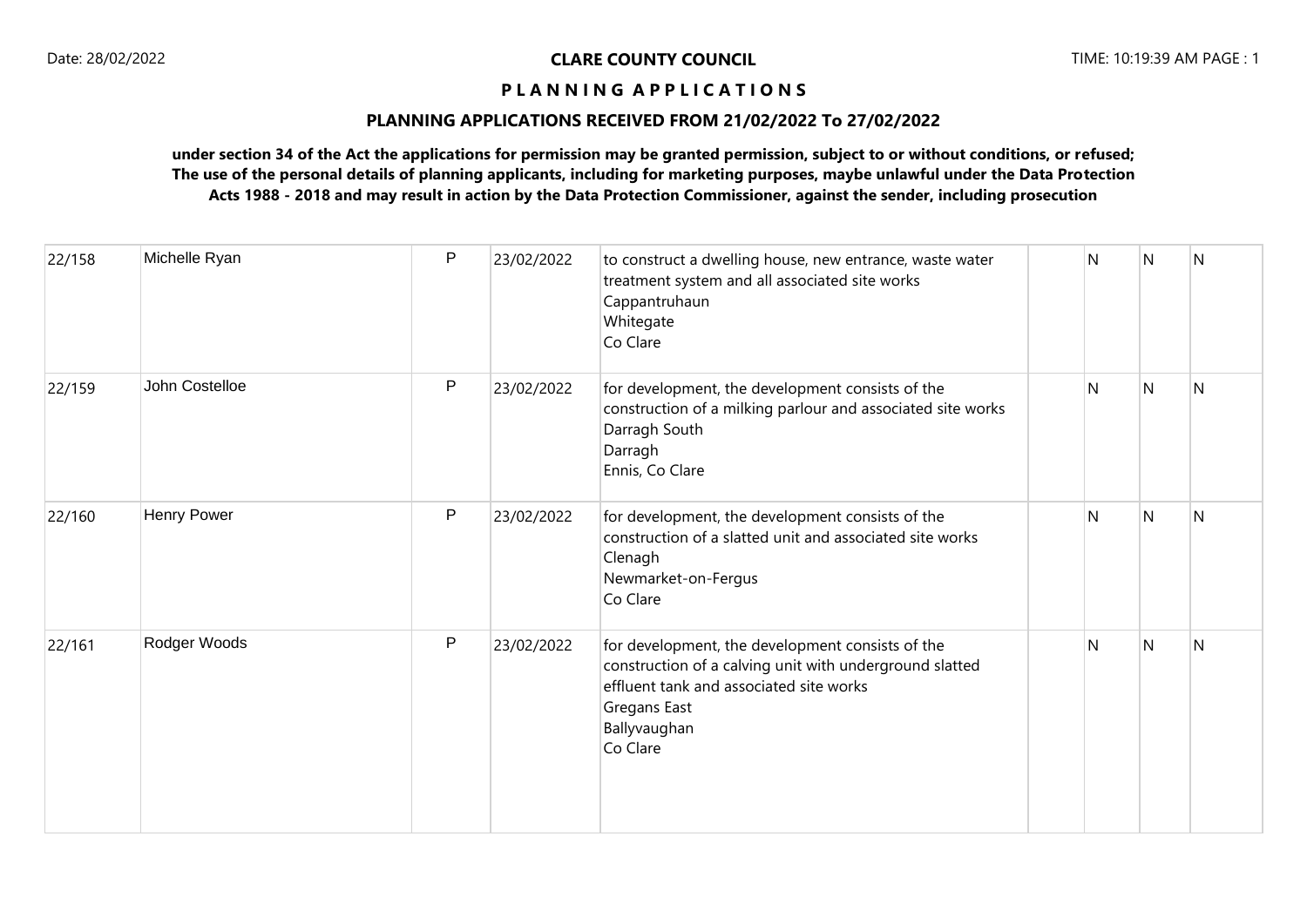**CLARE COUNTY COUNCIL**

**P L A N N I N G A P P L I C A T I O N S**

**PLANNING APPLICATIONS RECEIVED FROM 21/02/2022 To 27/02/2022**

**under section 34 of the Act the applications for permission may be granted permission, subject to or without conditions, or refused; The use of the personal details of planning applicants, including for marketing purposes, maybe unlawful under the Data Protection Acts 1988 - 2018 and may result in action by the Data Protection Commissioner, against the sender, including prosecution**

| | | | | | | | | |
|---|---|---|---|---|---|---|---|---|
| 22/158 | Michelle Ryan | P | 23/02/2022 | to construct a dwelling house, new entrance, waste water treatment system and all associated site works<br>Cappantruhaun<br>Whitegate<br>Co Clare | | N | N | N |
| 22/159 | John Costelloe | P | 23/02/2022 | for development, the development consists of the construction of a milking parlour and associated site works<br>Darragh South<br>Darragh<br>Ennis, Co Clare | | N | N | N |
| 22/160 | Henry Power | P | 23/02/2022 | for development, the development consists of the construction of a slatted unit and associated site works<br>Clenagh<br>Newmarket-on-Fergus<br>Co Clare | | N | N | N |
| 22/161 | Rodger Woods | P | 23/02/2022 | for development, the development consists of the construction of a calving unit with underground slatted effluent tank and associated site works<br>Gregans East<br>Ballyvaughan<br>Co Clare | | N | N | N |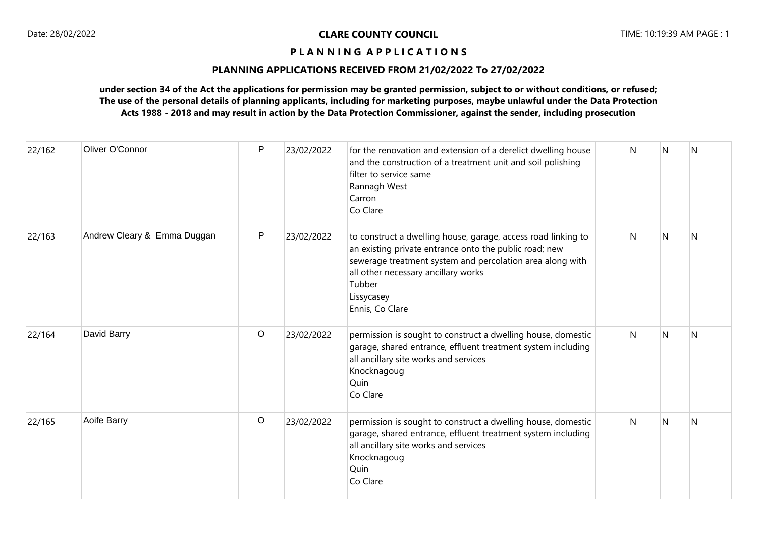**CLARE COUNTY COUNCIL**

**P L A N N I N G A P P L I C A T I O N S**

**PLANNING APPLICATIONS RECEIVED FROM 21/02/2022 To 27/02/2022**

**under section 34 of the Act the applications for permission may be granted permission, subject to or without conditions, or refused; The use of the personal details of planning applicants, including for marketing purposes, maybe unlawful under the Data Protection Acts 1988 - 2018 and may result in action by the Data Protection Commissioner, against the sender, including prosecution**

| | | | | | | | | |
|---|---|---|---|---|---|---|---|---|
| 22/162 | Oliver O'Connor | P | 23/02/2022 | for the renovation and extension of a derelict dwelling house and the construction of a treatment unit and soil polishing filter to service same<br>Rannagh West<br>Carron<br>Co Clare | | N | N | N |
| 22/163 | Andrew Cleary & Emma Duggan | P | 23/02/2022 | to construct a dwelling house, garage, access road linking to an existing private entrance onto the public road; new sewerage treatment system and percolation area along with all other necessary ancillary works<br>Tubber<br>Lissycasey<br>Ennis, Co Clare | | N | N | N |
| 22/164 | David Barry | O | 23/02/2022 | permission is sought to construct a dwelling house, domestic garage, shared entrance, effluent treatment system including all ancillary site works and services<br>Knocknagoug<br>Quin<br>Co Clare | | N | N | N |
| 22/165 | Aoife Barry | O | 23/02/2022 | permission is sought to construct a dwelling house, domestic garage, shared entrance, effluent treatment system including all ancillary site works and services<br>Knocknagoug<br>Quin<br>Co Clare | | N | N | N |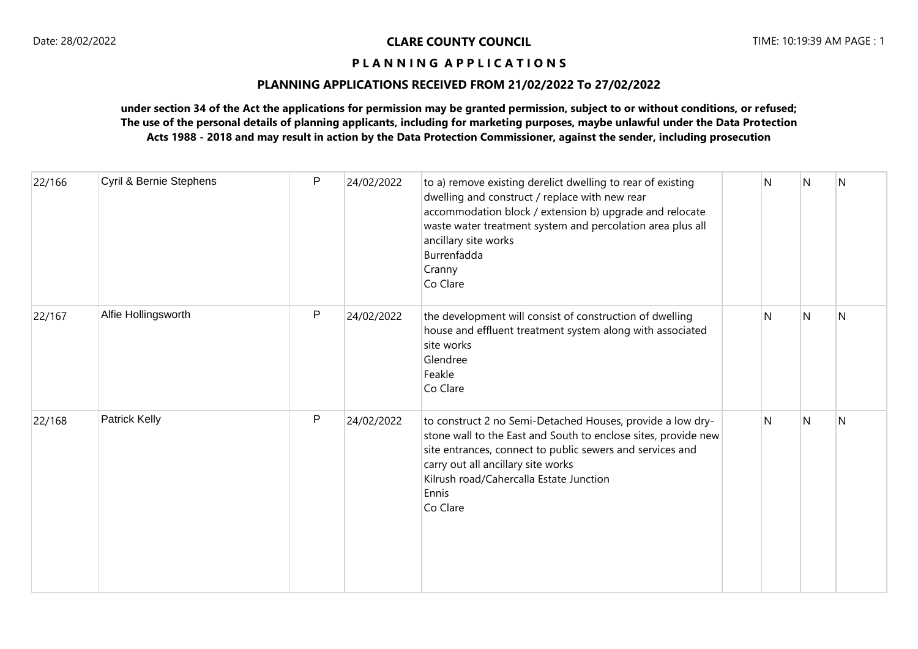**CLARE COUNTY COUNCIL**

**P L A N N I N G A P P L I C A T I O N S**

**PLANNING APPLICATIONS RECEIVED FROM 21/02/2022 To 27/02/2022**

**under section 34 of the Act the applications for permission may be granted permission, subject to or without conditions, or refused; The use of the personal details of planning applicants, including for marketing purposes, maybe unlawful under the Data Protection Acts 1988 - 2018 and may result in action by the Data Protection Commissioner, against the sender, including prosecution**

| | | | | | | | | |
|---|---|---|---|---|---|---|---|---|
| 22/166 | Cyril & Bernie Stephens | P | 24/02/2022 | to a) remove existing derelict dwelling to rear of existing dwelling and construct / replace with new rear accommodation block / extension b) upgrade and relocate waste water treatment system and percolation area plus all ancillary site works<br>Burrenfadda<br>Cranny<br>Co Clare | | N | N | N |
| 22/167 | Alfie Hollingsworth | P | 24/02/2022 | the development will consist of construction of dwelling house and effluent treatment system along with associated site works<br>Glendree<br>Feakle<br>Co Clare | | N | N | N |
| 22/168 | Patrick Kelly | P | 24/02/2022 | to construct 2 no Semi-Detached Houses, provide a low dry-stone wall to the East and South to enclose sites, provide new site entrances, connect to public sewers and services and carry out all ancillary site works<br>Kilrush road/Cahercalla Estate Junction<br>Ennis<br>Co Clare | | N | N | N |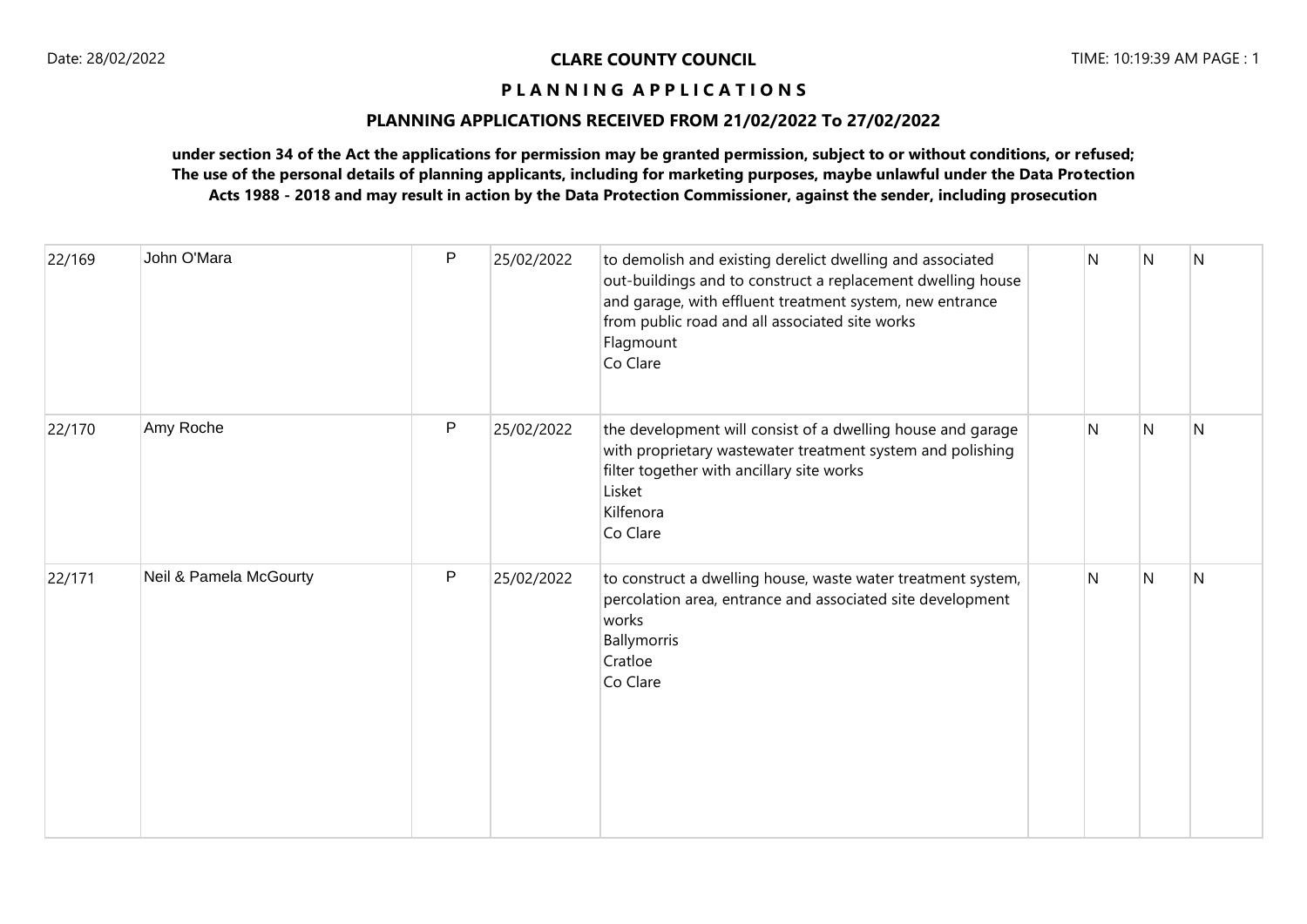## CLARE COUNTY COUNCIL

### P L A N N I N G A P P L I C A T I O N S

### PLANNING APPLICATIONS RECEIVED FROM 21/02/2022 To 27/02/2022

**under section 34 of the Act the applications for permission may be granted permission, subject to or without conditions, or refused; The use of the personal details of planning applicants, including for marketing purposes, maybe unlawful under the Data Protection Acts 1988 - 2018 and may result in action by the Data Protection Commissioner, against the sender, including prosecution**

| | | | | | | | | |
|---|---|---|---|---|---|---|---|---|
| 22/169 | John O'Mara | P | 25/02/2022 | to demolish and existing derelict dwelling and associated out-buildings and to construct a replacement dwelling house and garage, with effluent treatment system, new entrance from public road and all associated site works<br>Flagmount<br>Co Clare | | N | N | N |
| 22/170 | Amy Roche | P | 25/02/2022 | the development will consist of a dwelling house and garage with proprietary wastewater treatment system and polishing filter together with ancillary site works<br>Lisket<br>Kilfenora<br>Co Clare | | N | N | N |
| 22/171 | Neil & Pamela McGourty | P | 25/02/2022 | to construct a dwelling house, waste water treatment system, percolation area, entrance and associated site development works<br>Ballymorris<br>Cratloe<br>Co Clare | | N | N | N |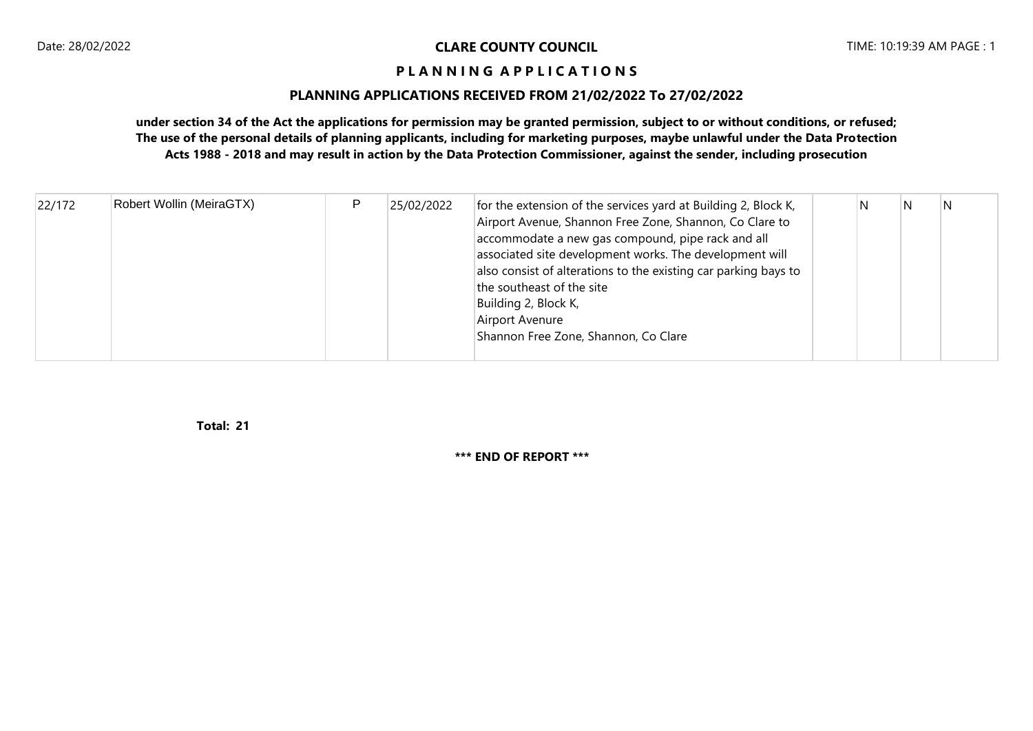# CLARE COUNTY COUNCIL

## P L A N N I N G A P P L I C A T I O N S

## PLANNING APPLICATIONS RECEIVED FROM 21/02/2022 To 27/02/2022

**under section 34 of the Act the applications for permission may be granted permission, subject to or without conditions, or refused; The use of the personal details of planning applicants, including for marketing purposes, maybe unlawful under the Data Protection Acts 1988 - 2018 and may result in action by the Data Protection Commissioner, against the sender, including prosecution**

| | | | | | | | | |
|---|---|---|---|---|---|---|---|---|
| 22/172 | Robert Wollin (MeiraGTX) | P | 25/02/2022 | for the extension of the services yard at Building 2, Block K, Airport Avenue, Shannon Free Zone, Shannon, Co Clare to accommodate a new gas compound, pipe rack and all associated site development works. The development will also consist of alterations to the existing car parking bays to the southeast of the site<br>Building 2, Block K,<br>Airport Avenure<br>Shannon Free Zone, Shannon, Co Clare | | N | N | N |

**Total: 21**

**\*\*\* END OF REPORT \*\*\***